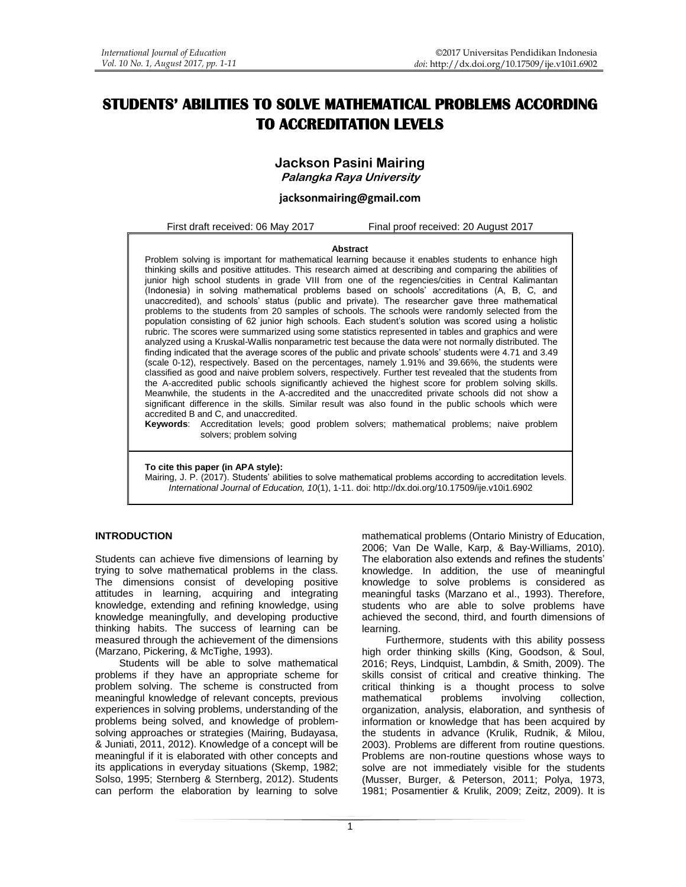# STUDENTS' ABILITIES TO SOLVE MATHEMATICAL PROBLEMS ACCORDING TO ACCREDITATION LEVELS

**Jackson Pasini Mairing**
***Palangka Raya University***

**jacksonmairing@gmail.com**

First draft received: 06 May 2017 Final proof received: 20 August 2017

**Abstract**

Problem solving is important for mathematical learning because it enables students to enhance high thinking skills and positive attitudes. This research aimed at describing and comparing the abilities of junior high school students in grade VIII from one of the regencies/cities in Central Kalimantan (Indonesia) in solving mathematical problems based on schools' accreditations (A, B, C, and unaccredited), and schools' status (public and private). The researcher gave three mathematical problems to the students from 20 samples of schools. The schools were randomly selected from the population consisting of 62 junior high schools. Each student's solution was scored using a holistic rubric. The scores were summarized using some statistics represented in tables and graphics and were analyzed using a Kruskal-Wallis nonparametric test because the data were not normally distributed. The finding indicated that the average scores of the public and private schools' students were 4.71 and 3.49 (scale 0-12), respectively. Based on the percentages, namely 1.91% and 39.66%, the students were classified as good and naive problem solvers, respectively. Further test revealed that the students from the A-accredited public schools significantly achieved the highest score for problem solving skills. Meanwhile, the students in the A-accredited and the unaccredited private schools did not show a significant difference in the skills. Similar result was also found in the public schools which were accredited B and C, and unaccredited.

**Keywords**: Accreditation levels; good problem solvers; mathematical problems; naive problem solvers; problem solving

**To cite this paper (in APA style):**
Mairing, J. P. (2017). Students' abilities to solve mathematical problems according to accreditation levels. *International Journal of Education, 10*(1), 1-11. doi: http://dx.doi.org/10.17509/ije.v10i1.6902

## INTRODUCTION

Students can achieve five dimensions of learning by trying to solve mathematical problems in the class. The dimensions consist of developing positive attitudes in learning, acquiring and integrating knowledge, extending and refining knowledge, using knowledge meaningfully, and developing productive thinking habits. The success of learning can be measured through the achievement of the dimensions (Marzano, Pickering, & McTighe, 1993).

Students will be able to solve mathematical problems if they have an appropriate scheme for problem solving. The scheme is constructed from meaningful knowledge of relevant concepts, previous experiences in solving problems, understanding of the problems being solved, and knowledge of problem-solving approaches or strategies (Mairing, Budayasa, & Juniati, 2011, 2012). Knowledge of a concept will be meaningful if it is elaborated with other concepts and its applications in everyday situations (Skemp, 1982; Solso, 1995; Sternberg & Sternberg, 2012). Students can perform the elaboration by learning to solve mathematical problems (Ontario Ministry of Education, 2006; Van De Walle, Karp, & Bay-Williams, 2010). The elaboration also extends and refines the students' knowledge. In addition, the use of meaningful knowledge to solve problems is considered as meaningful tasks (Marzano et al., 1993). Therefore, students who are able to solve problems have achieved the second, third, and fourth dimensions of learning.

Furthermore, students with this ability possess high order thinking skills (King, Goodson, & Soul, 2016; Reys, Lindquist, Lambdin, & Smith, 2009). The skills consist of critical and creative thinking. The critical thinking is a thought process to solve mathematical problems involving collection, organization, analysis, elaboration, and synthesis of information or knowledge that has been acquired by the students in advance (Krulik, Rudnik, & Milou, 2003). Problems are different from routine questions. Problems are non-routine questions whose ways to solve are not immediately visible for the students (Musser, Burger, & Peterson, 2011; Polya, 1973, 1981; Posamentier & Krulik, 2009; Zeitz, 2009). It is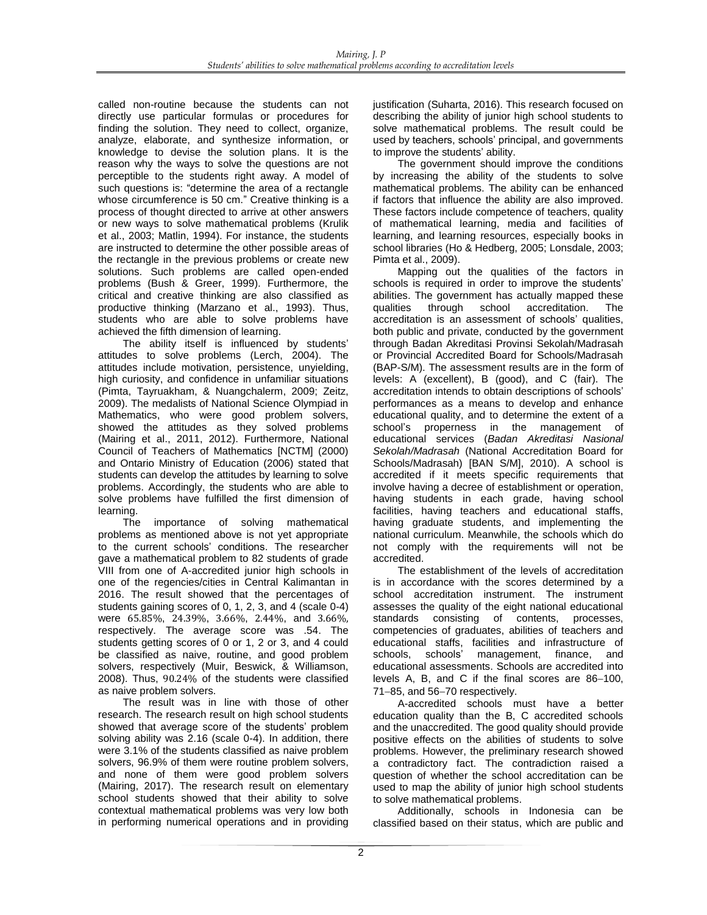called non-routine because the students can not directly use particular formulas or procedures for finding the solution. They need to collect, organize, analyze, elaborate, and synthesize information, or knowledge to devise the solution plans. It is the reason why the ways to solve the questions are not perceptible to the students right away. A model of such questions is: "determine the area of a rectangle whose circumference is 50 cm." Creative thinking is a process of thought directed to arrive at other answers or new ways to solve mathematical problems (Krulik et al., 2003; Matlin, 1994). For instance, the students are instructed to determine the other possible areas of the rectangle in the previous problems or create new solutions. Such problems are called open-ended problems (Bush & Greer, 1999). Furthermore, the critical and creative thinking are also classified as productive thinking (Marzano et al., 1993). Thus, students who are able to solve problems have achieved the fifth dimension of learning.

The ability itself is influenced by students' attitudes to solve problems (Lerch, 2004). The attitudes include motivation, persistence, unyielding, high curiosity, and confidence in unfamiliar situations (Pimta, Tayruakham, & Nuangchalerm, 2009; Zeitz, 2009). The medalists of National Science Olympiad in Mathematics, who were good problem solvers, showed the attitudes as they solved problems (Mairing et al., 2011, 2012). Furthermore, National Council of Teachers of Mathematics [NCTM] (2000) and Ontario Ministry of Education (2006) stated that students can develop the attitudes by learning to solve problems. Accordingly, the students who are able to solve problems have fulfilled the first dimension of learning.

The importance of solving mathematical problems as mentioned above is not yet appropriate to the current schools' conditions. The researcher gave a mathematical problem to 82 students of grade VIII from one of A-accredited junior high schools in one of the regencies/cities in Central Kalimantan in 2016. The result showed that the percentages of students gaining scores of 0, 1, 2, 3, and 4 (scale 0-4) were 65.85%, 24.39%, 3.66%, 2.44%, and 3.66%, respectively. The average score was .54. The students getting scores of 0 or 1, 2 or 3, and 4 could be classified as naive, routine, and good problem solvers, respectively (Muir, Beswick, & Williamson, 2008). Thus, 90.24% of the students were classified as naive problem solvers.

The result was in line with those of other research. The research result on high school students showed that average score of the students' problem solving ability was 2.16 (scale 0-4). In addition, there were 3.1% of the students classified as naive problem solvers, 96.9% of them were routine problem solvers, and none of them were good problem solvers (Mairing, 2017). The research result on elementary school students showed that their ability to solve contextual mathematical problems was very low both in performing numerical operations and in providing justification (Suharta, 2016). This research focused on describing the ability of junior high school students to solve mathematical problems. The result could be used by teachers, schools' principal, and governments to improve the students' ability.

The government should improve the conditions by increasing the ability of the students to solve mathematical problems. The ability can be enhanced if factors that influence the ability are also improved. These factors include competence of teachers, quality of mathematical learning, media and facilities of learning, and learning resources, especially books in school libraries (Ho & Hedberg, 2005; Lonsdale, 2003; Pimta et al., 2009).

Mapping out the qualities of the factors in schools is required in order to improve the students' abilities. The government has actually mapped these qualities through school accreditation. The accreditation is an assessment of schools' qualities, both public and private, conducted by the government through Badan Akreditasi Provinsi Sekolah/Madrasah or Provincial Accredited Board for Schools/Madrasah (BAP-S/M). The assessment results are in the form of levels: A (excellent), B (good), and C (fair). The accreditation intends to obtain descriptions of schools' performances as a means to develop and enhance educational quality, and to determine the extent of a school's properness in the management of educational services (*Badan Akreditasi Nasional Sekolah/Madrasah* (National Accreditation Board for Schools/Madrasah) [BAN S/M], 2010). A school is accredited if it meets specific requirements that involve having a decree of establishment or operation, having students in each grade, having school facilities, having teachers and educational staffs, having graduate students, and implementing the national curriculum. Meanwhile, the schools which do not comply with the requirements will not be accredited.

The establishment of the levels of accreditation is in accordance with the scores determined by a school accreditation instrument. The instrument assesses the quality of the eight national educational standards consisting of contents, processes, competencies of graduates, abilities of teachers and educational staffs, facilities and infrastructure of schools, schools' management, finance, and educational assessments. Schools are accredited into levels A, B, and C if the final scores are 86−100, 71−85, and 56−70 respectively.

A-accredited schools must have a better education quality than the B, C accredited schools and the unaccredited. The good quality should provide positive effects on the abilities of students to solve problems. However, the preliminary research showed a contradictory fact. The contradiction raised a question of whether the school accreditation can be used to map the ability of junior high school students to solve mathematical problems.

Additionally, schools in Indonesia can be classified based on their status, which are public and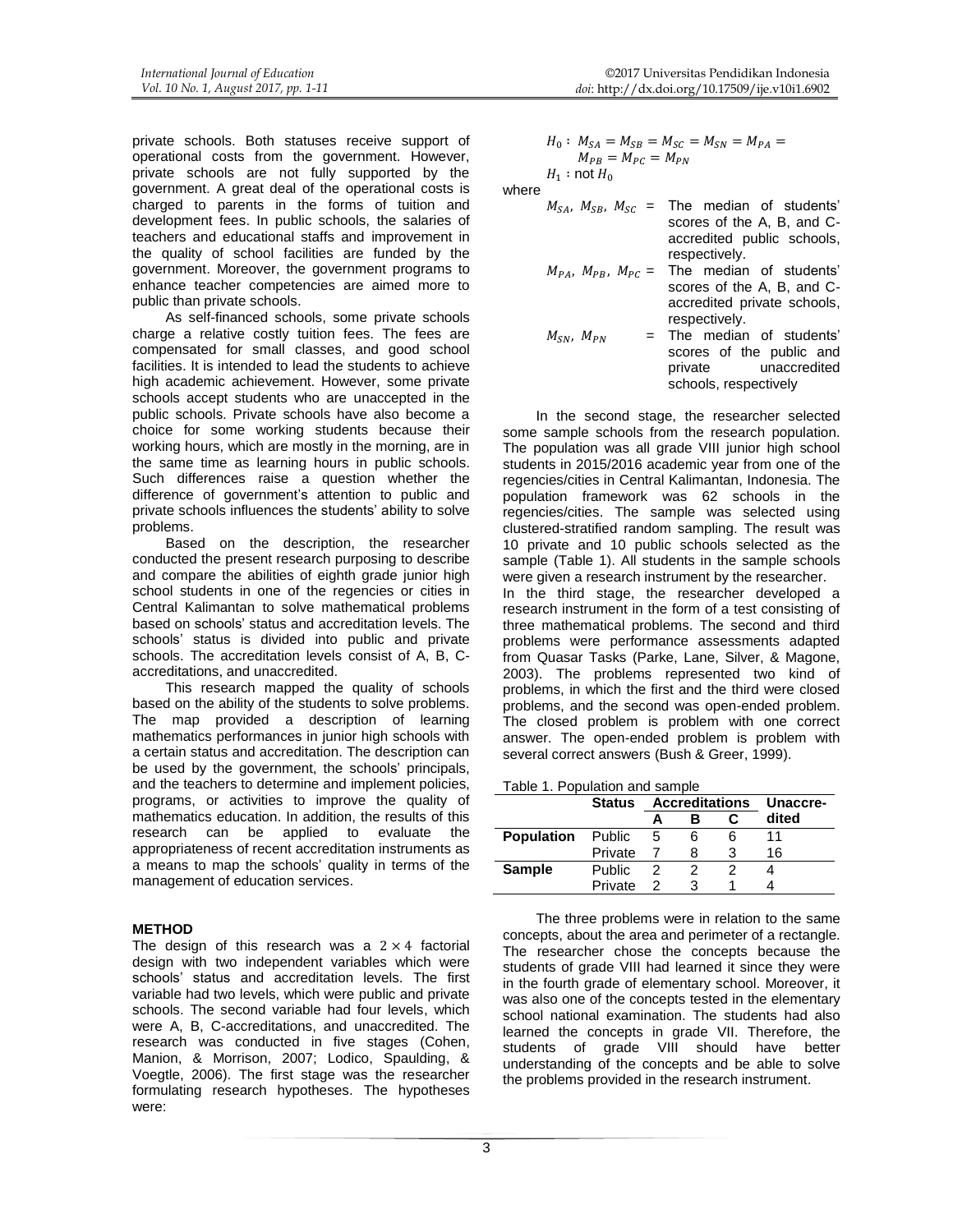private schools. Both statuses receive support of operational costs from the government. However, private schools are not fully supported by the government. A great deal of the operational costs is charged to parents in the forms of tuition and development fees. In public schools, the salaries of teachers and educational staffs and improvement in the quality of school facilities are funded by the government. Moreover, the government programs to enhance teacher competencies are aimed more to public than private schools.

As self-financed schools, some private schools charge a relative costly tuition fees. The fees are compensated for small classes, and good school facilities. It is intended to lead the students to achieve high academic achievement. However, some private schools accept students who are unaccepted in the public schools. Private schools have also become a choice for some working students because their working hours, which are mostly in the morning, are in the same time as learning hours in public schools. Such differences raise a question whether the difference of government's attention to public and private schools influences the students' ability to solve problems.

Based on the description, the researcher conducted the present research purposing to describe and compare the abilities of eighth grade junior high school students in one of the regencies or cities in Central Kalimantan to solve mathematical problems based on schools' status and accreditation levels. The schools' status is divided into public and private schools. The accreditation levels consist of A, B, C-accreditations, and unaccredited.

This research mapped the quality of schools based on the ability of the students to solve problems. The map provided a description of learning mathematics performances in junior high schools with a certain status and accreditation. The description can be used by the government, the schools' principals, and the teachers to determine and implement policies, programs, or activities to improve the quality of mathematics education. In addition, the results of this research can be applied to evaluate the appropriateness of recent accreditation instruments as a means to map the schools' quality in terms of the management of education services.

## METHOD

The design of this research was a $2 \times 4$ factorial design with two independent variables which were schools' status and accreditation levels. The first variable had two levels, which were public and private schools. The second variable had four levels, which were A, B, C-accreditations, and unaccredited. The research was conducted in five stages (Cohen, Manion, & Morrison, 2007; Lodico, Spaulding, & Voegtle, 2006). The first stage was the researcher formulating research hypotheses. The hypotheses were:

$$H_0: M_{SA} = M_{SB} = M_{SC} = M_{SN} = M_{PA} = M_{PB} = M_{PC} = M_{PN}$$

$H_1$ : not $H_0$

where

$M_{SA}$, $M_{SB}$, $M_{SC}$ = The median of students' scores of the A, B, and C-accredited public schools, respectively.

$M_{PA}$, $M_{PB}$, $M_{PC}$ = The median of students' scores of the A, B, and C-accredited private schools, respectively.

$M_{SN}$, $M_{PN}$ = The median of students' scores of the public and private unaccredited schools, respectively

In the second stage, the researcher selected some sample schools from the research population. The population was all grade VIII junior high school students in 2015/2016 academic year from one of the regencies/cities in Central Kalimantan, Indonesia. The population framework was 62 schools in the regencies/cities. The sample was selected using clustered-stratified random sampling. The result was 10 private and 10 public schools selected as the sample (Table 1). All students in the sample schools were given a research instrument by the researcher.

In the third stage, the researcher developed a research instrument in the form of a test consisting of three mathematical problems. The second and third problems were performance assessments adapted from Quasar Tasks (Parke, Lane, Silver, & Magone, 2003). The problems represented two kind of problems, in which the first and the third were closed problems, and the second was open-ended problem. The closed problem is problem with one correct answer. The open-ended problem is problem with several correct answers (Bush & Greer, 1999).

Table 1. Population and sample

| | Status | Accreditations | | | Unaccre-dited |
|---|---|---|---|---|---|
| | | A | B | C | |
| **Population** | Public | 5 | 6 | 6 | 11 |
| | Private | 7 | 8 | 3 | 16 |
| **Sample** | Public | 2 | 2 | 2 | 4 |
| | Private | 2 | 3 | 1 | 4 |

The three problems were in relation to the same concepts, about the area and perimeter of a rectangle. The researcher chose the concepts because the students of grade VIII had learned it since they were in the fourth grade of elementary school. Moreover, it was also one of the concepts tested in the elementary school national examination. The students had also learned the concepts in grade VII. Therefore, the students of grade VIII should have better understanding of the concepts and be able to solve the problems provided in the research instrument.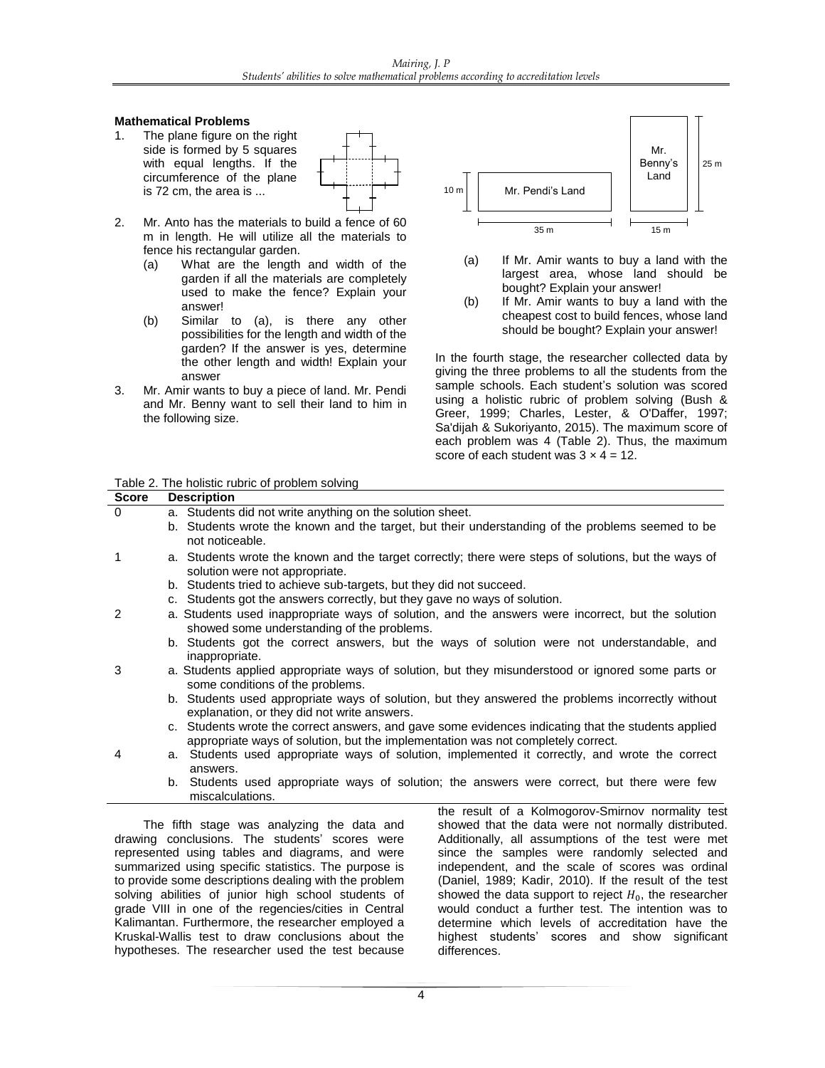**Mathematical Problems**

1. The plane figure on the right side is formed by 5 squares with equal lengths. If the circumference of the plane is 72 cm, the area is ...

2. Mr. Anto has the materials to build a fence of 60 m in length. He will utilize all the materials to fence his rectangular garden.
   - (a) What are the length and width of the garden if all the materials are completely used to make the fence? Explain your answer!
   - (b) Similar to (a), is there any other possibilities for the length and width of the garden? If the answer is yes, determine the other length and width! Explain your answer

3. Mr. Amir wants to buy a piece of land. Mr. Pendi and Mr. Benny want to sell their land to him in the following size.

   Mr. Pendi's Land: 35 m × 10 m; Mr. Benny's Land: 15 m × 25 m

   - (a) If Mr. Amir wants to buy a land with the largest area, whose land should be bought? Explain your answer!
   - (b) If Mr. Amir wants to buy a land with the cheapest cost to build fences, whose land should be bought? Explain your answer!

In the fourth stage, the researcher collected data by giving the three problems to all the students from the sample schools. Each student's solution was scored using a holistic rubric of problem solving (Bush & Greer, 1999; Charles, Lester, & O'Daffer, 1997; Sa'dijah & Sukoriyanto, 2015). The maximum score of each problem was 4 (Table 2). Thus, the maximum score of each student was $3 \times 4 = 12$.

Table 2. The holistic rubric of problem solving

| Score | Description |
|---|---|
| 0 | a. Students did not write anything on the solution sheet. |
| | b. Students wrote the known and the target, but their understanding of the problems seemed to be not noticeable. |
| 1 | a. Students wrote the known and the target correctly; there were steps of solutions, but the ways of solution were not appropriate. |
| | b. Students tried to achieve sub-targets, but they did not succeed. |
| | c. Students got the answers correctly, but they gave no ways of solution. |
| 2 | a. Students used inappropriate ways of solution, and the answers were incorrect, but the solution showed some understanding of the problems. |
| | b. Students got the correct answers, but the ways of solution were not understandable, and inappropriate. |
| 3 | a. Students applied appropriate ways of solution, but they misunderstood or ignored some parts or some conditions of the problems. |
| | b. Students used appropriate ways of solution, but they answered the problems incorrectly without explanation, or they did not write answers. |
| | c. Students wrote the correct answers, and gave some evidences indicating that the students applied appropriate ways of solution, but the implementation was not completely correct. |
| 4 | a. Students used appropriate ways of solution, implemented it correctly, and wrote the correct answers. |
| | b. Students used appropriate ways of solution; the answers were correct, but there were few miscalculations. |

The fifth stage was analyzing the data and drawing conclusions. The students' scores were represented using tables and diagrams, and were summarized using specific statistics. The purpose is to provide some descriptions dealing with the problem solving abilities of junior high school students of grade VIII in one of the regencies/cities in Central Kalimantan. Furthermore, the researcher employed a Kruskal-Wallis test to draw conclusions about the hypotheses. The researcher used the test because the result of a Kolmogorov-Smirnov normality test showed that the data were not normally distributed. Additionally, all assumptions of the test were met since the samples were randomly selected and independent, and the scale of scores was ordinal (Daniel, 1989; Kadir, 2010). If the result of the test showed the data support to reject $H_0$, the researcher would conduct a further test. The intention was to determine which levels of accreditation have the highest students' scores and show significant differences.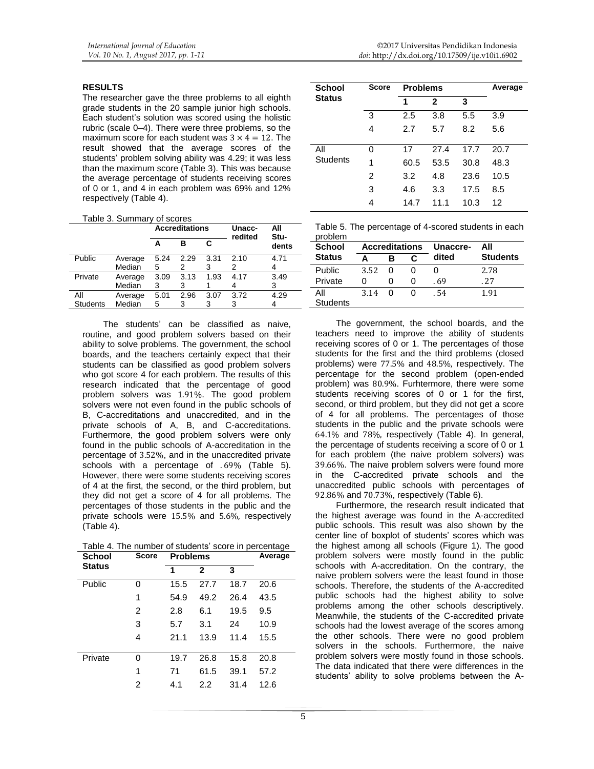## RESULTS

The researcher gave the three problems to all eighth grade students in the 20 sample junior high schools. Each student's solution was scored using the holistic rubric (scale 0–4). There were three problems, so the maximum score for each student was $3 \times 4 = 12$. The result showed that the average scores of the students' problem solving ability was 4.29; it was less than the maximum score (Table 3). This was because the average percentage of students receiving scores of 0 or 1, and 4 in each problem was 69% and 12% respectively (Table 4).

Table 3. Summary of scores

| | | Accreditations | | | Unaccredited | All Students |
|---|---|---|---|---|---|---|
| | | A | B | C | | |
| Public | Average | 5.24 | 2.29 | 3.31 | 2.10 | 4.71 |
| | Median | 5 | 2 | 3 | 2 | 4 |
| Private | Average | 3.09 | 3.13 | 1.93 | 4.17 | 3.49 |
| | Median | 3 | 3 | 1 | 4 | 3 |
| All Students | Average | 5.01 | 2.96 | 3.07 | 3.72 | 4.29 |
| | Median | 5 | 3 | 3 | 3 | 4 |

The students' can be classified as naive, routine, and good problem solvers based on their ability to solve problems. The government, the school boards, and the teachers certainly expect that their students can be classified as good problem solvers who got score 4 for each problem. The results of this research indicated that the percentage of good problem solvers was 1.91%. The good problem solvers were not even found in the public schools of B, C-accreditations and unaccredited, and in the private schools of A, B, and C-accreditations. Furthermore, the good problem solvers were only found in the public schools of A-accreditation in the percentage of 3.52%, and in the unaccredited private schools with a percentage of .69% (Table 5). However, there were some students receiving scores of 4 at the first, the second, or the third problem, but they did not get a score of 4 for all problems. The percentages of those students in the public and the private schools were 15.5% and 5.6%, respectively (Table 4).

Table 4. The number of students' score in percentage

| School Status | Score | Problems | | | Average |
|---|---|---|---|---|---|
| | | 1 | 2 | 3 | |
| Public | 0 | 15.5 | 27.7 | 18.7 | 20.6 |
| | 1 | 54.9 | 49.2 | 26.4 | 43.5 |
| | 2 | 2.8 | 6.1 | 19.5 | 9.5 |
| | 3 | 5.7 | 3.1 | 24 | 10.9 |
| | 4 | 21.1 | 13.9 | 11.4 | 15.5 |
| Private | 0 | 19.7 | 26.8 | 15.8 | 20.8 |
| | 1 | 71 | 61.5 | 39.1 | 57.2 |
| | 2 | 4.1 | 2.2 | 31.4 | 12.6 |
| | 3 | 2.5 | 3.8 | 5.5 | 3.9 |
| | 4 | 2.7 | 5.7 | 8.2 | 5.6 |
| All Students | 0 | 17 | 27.4 | 17.7 | 20.7 |
| | 1 | 60.5 | 53.5 | 30.8 | 48.3 |
| | 2 | 3.2 | 4.8 | 23.6 | 10.5 |
| | 3 | 4.6 | 3.3 | 17.5 | 8.5 |
| | 4 | 14.7 | 11.1 | 10.3 | 12 |

Table 5. The percentage of 4-scored students in each problem

| School Status | Accreditations | | | Unaccredited | All Students |
|---|---|---|---|---|---|
| | A | B | C | | |
| Public | 3.52 | 0 | 0 | 0 | 2.78 |
| Private | 0 | 0 | 0 | .69 | .27 |
| All Students | 3.14 | 0 | 0 | .54 | 1.91 |

The government, the school boards, and the teachers need to improve the ability of students receiving scores of 0 or 1. The percentages of those students for the first and the third problems (closed problems) were 77.5% and 48.5%, respectively. The percentage for the second problem (open-ended problem) was 80.9%. Furhtermore, there were some students receiving scores of 0 or 1 for the first, second, or third problem, but they did not get a score of 4 for all problems. The percentages of those students in the public and the private schools were 64.1% and 78%, respectively (Table 4). In general, the percentage of students receiving a score of 0 or 1 for each problem (the naive problem solvers) was 39.66%. The naive problem solvers were found more in the C-accredited private schools and the unaccredited public schools with percentages of 92.86% and 70.73%, respectively (Table 6).

Furthermore, the research result indicated that the highest average was found in the A-accredited public schools. This result was also shown by the center line of boxplot of students' scores which was the highest among all schools (Figure 1). The good problem solvers were mostly found in the public schools with A-accreditation. On the contrary, the naive problem solvers were the least found in those schools. Therefore, the students of the A-accredited public schools had the highest ability to solve problems among the other schools descriptively. Meanwhile, the students of the C-accredited private schools had the lowest average of the scores among the other schools. There were no good problem solvers in the schools. Furthermore, the naive problem solvers were mostly found in those schools. The data indicated that there were differences in the students' ability to solve problems between the A-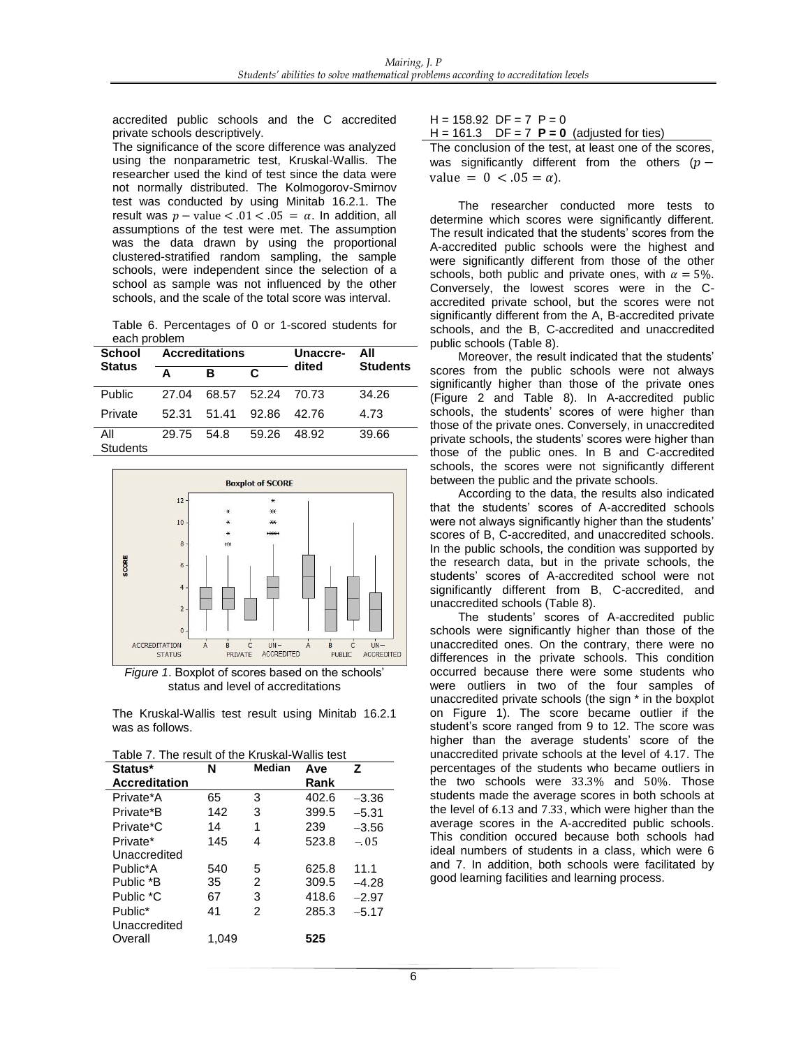accredited public schools and the C accredited private schools descriptively.

The significance of the score difference was analyzed using the nonparametric test, Kruskal-Wallis. The researcher used the kind of test since the data were not normally distributed. The Kolmogorov-Smirnov test was conducted by using Minitab 16.2.1. The result was $p - \text{value} < .01 < .05 = \alpha$. In addition, all assumptions of the test were met. The assumption was the data drawn by using the proportional clustered-stratified random sampling, the sample schools, were independent since the selection of a school as sample was not influenced by the other schools, and the scale of the total score was interval.

Table 6. Percentages of 0 or 1-scored students for each problem

| School Status | Accreditations | | | Unaccredited | All Students |
|---|---|---|---|---|---|
| | A | B | C | | |
| Public | 27.04 | 68.57 | 52.24 | 70.73 | 34.26 |
| Private | 52.31 | 51.41 | 92.86 | 42.76 | 4.73 |
| All Students | 29.75 | 54.8 | 59.26 | 48.92 | 39.66 |

*Figure 1*. Boxplot of scores based on the schools' status and level of accreditations

The Kruskal-Wallis test result using Minitab 16.2.1 was as follows.

Table 7. The result of the Kruskal-Wallis test

| Status* Accreditation | N | Median | Ave Rank | Z |
|---|---|---|---|---|
| Private*A | 65 | 3 | 402.6 | $-3.36$ |
| Private*B | 142 | 3 | 399.5 | $-5.31$ |
| Private*C | 14 | 1 | 239 | $-3.56$ |
| Private* Unaccredited | 145 | 4 | 523.8 | $-.05$ |
| Public*A | 540 | 5 | 625.8 | 11.1 |
| Public *B | 35 | 2 | 309.5 | $-4.28$ |
| Public *C | 67 | 3 | 418.6 | $-2.97$ |
| Public* Unaccredited | 41 | 2 | 285.3 | $-5.17$ |
| Overall | 1,049 | | **525** | |

H = 158.92 DF = 7 P = 0
H = 161.3 DF = 7 **P = 0** (adjusted for ties)

The conclusion of the test, at least one of the scores, was significantly different from the others ($p - \text{value} = 0 < .05 = \alpha$).

The researcher conducted more tests to determine which scores were significantly different. The result indicated that the students' scores from the A-accredited public schools were the highest and were significantly different from those of the other schools, both public and private ones, with $\alpha = 5\%$. Conversely, the lowest scores were in the C-accredited private school, but the scores were not significantly different from the A, B-accredited private schools, and the B, C-accredited and unaccredited public schools (Table 8).

Moreover, the result indicated that the students' scores from the public schools were not always significantly higher than those of the private ones (Figure 2 and Table 8). In A-accredited public schools, the students' scores of were higher than those of the private ones. Conversely, in unaccredited private schools, the students' scores were higher than those of the public ones. In B and C-accredited schools, the scores were not significantly different between the public and the private schools.

According to the data, the results also indicated that the students' scores of A-accredited schools were not always significantly higher than the students' scores of B, C-accredited, and unaccredited schools. In the public schools, the condition was supported by the research data, but in the private schools, the students' scores of A-accredited school were not significantly different from B, C-accredited, and unaccredited schools (Table 8).

The students' scores of A-accredited public schools were significantly higher than those of the unaccredited ones. On the contrary, there were no differences in the private schools. This condition occurred because there were some students who were outliers in two of the four samples of unaccredited private schools (the sign * in the boxplot on Figure 1). The score became outlier if the student's score ranged from 9 to 12. The score was higher than the average students' score of the unaccredited private schools at the level of $4.17$. The percentages of the students who became outliers in the two schools were $33.3\%$ and $50\%$. Those students made the average scores in both schools at the level of $6.13$ and $7.33$, which were higher than the average scores in the A-accredited public schools. This condition occured because both schools had ideal numbers of students in a class, which were 6 and 7. In addition, both schools were facilitated by good learning facilities and learning process.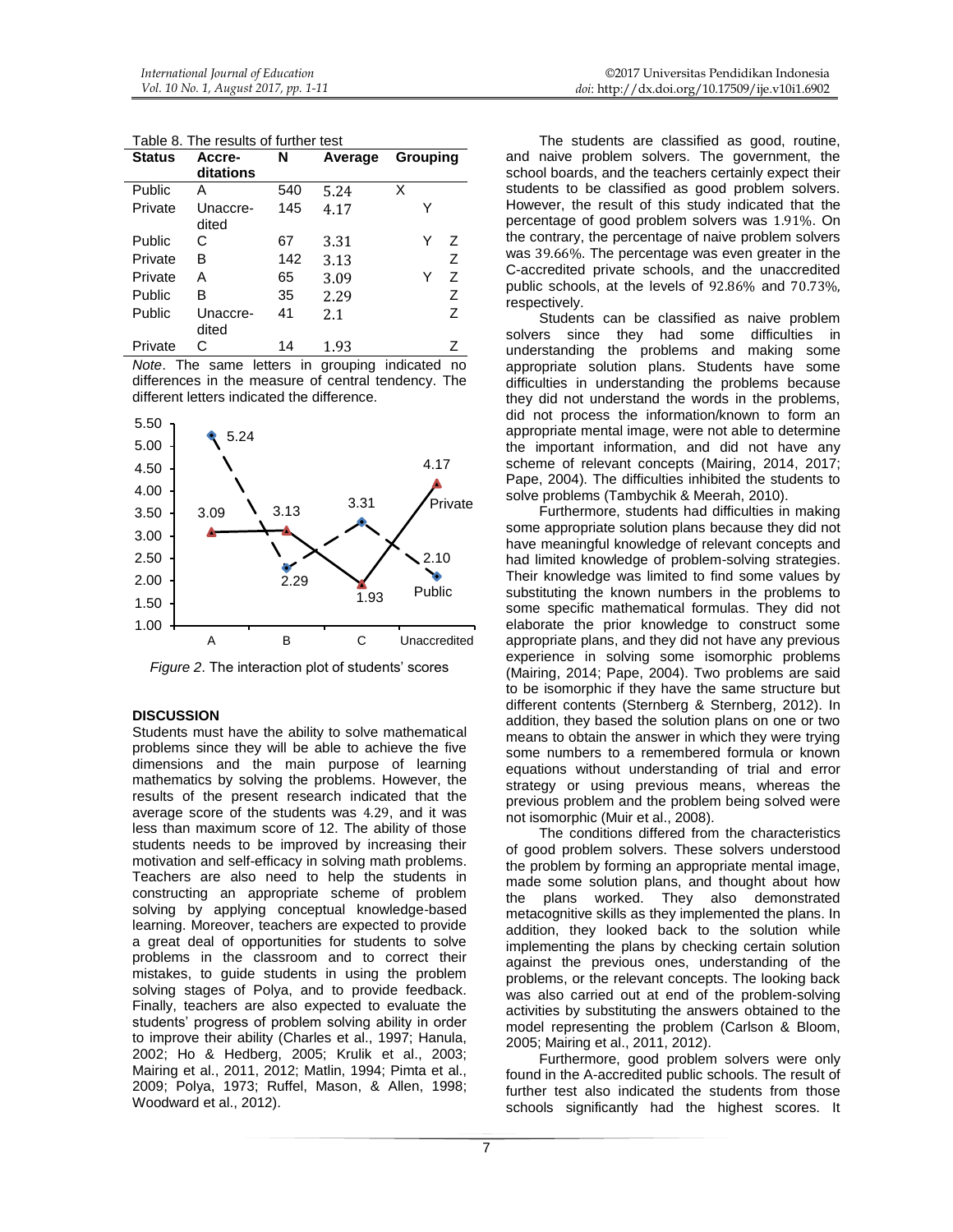Table 8. The results of further test

| Status | Accreditations | N | Average | Grouping | | |
|---|---|---|---|---|---|---|
| Public | A | 540 | 5.24 | X | | |
| Private | Unaccredited | 145 | 4.17 | | Y | |
| Public | C | 67 | 3.31 | | Y | Z |
| Private | B | 142 | 3.13 | | | Z |
| Private | A | 65 | 3.09 | | Y | Z |
| Public | B | 35 | 2.29 | | | Z |
| Public | Unaccredited | 41 | 2.1 | | | Z |
| Private | C | 14 | 1.93 | | | Z |

*Note*. The same letters in grouping indicated no differences in the measure of central tendency. The different letters indicated the difference.

*Figure 2*. The interaction plot of students' scores

## DISCUSSION

Students must have the ability to solve mathematical problems since they will be able to achieve the five dimensions and the main purpose of learning mathematics by solving the problems. However, the results of the present research indicated that the average score of the students was 4.29, and it was less than maximum score of 12. The ability of those students needs to be improved by increasing their motivation and self-efficacy in solving math problems. Teachers are also need to help the students in constructing an appropriate scheme of problem solving by applying conceptual knowledge-based learning. Moreover, teachers are expected to provide a great deal of opportunities for students to solve problems in the classroom and to correct their mistakes, to guide students in using the problem solving stages of Polya, and to provide feedback. Finally, teachers are also expected to evaluate the students' progress of problem solving ability in order to improve their ability (Charles et al., 1997; Hanula, 2002; Ho & Hedberg, 2005; Krulik et al., 2003; Mairing et al., 2011, 2012; Matlin, 1994; Pimta et al., 2009; Polya, 1973; Ruffel, Mason, & Allen, 1998; Woodward et al., 2012).

The students are classified as good, routine, and naive problem solvers. The government, the school boards, and the teachers certainly expect their students to be classified as good problem solvers. However, the result of this study indicated that the percentage of good problem solvers was 1.91%. On the contrary, the percentage of naive problem solvers was 39.66%. The percentage was even greater in the C-accredited private schools, and the unaccredited public schools, at the levels of 92.86% and 70.73%, respectively.

Students can be classified as naive problem solvers since they had some difficulties in understanding the problems and making some appropriate solution plans. Students have some difficulties in understanding the problems because they did not understand the words in the problems, did not process the information/known to form an appropriate mental image, were not able to determine the important information, and did not have any scheme of relevant concepts (Mairing, 2014, 2017; Pape, 2004). The difficulties inhibited the students to solve problems (Tambychik & Meerah, 2010).

Furthermore, students had difficulties in making some appropriate solution plans because they did not have meaningful knowledge of relevant concepts and had limited knowledge of problem-solving strategies. Their knowledge was limited to find some values by substituting the known numbers in the problems to some specific mathematical formulas. They did not elaborate the prior knowledge to construct some appropriate plans, and they did not have any previous experience in solving some isomorphic problems (Mairing, 2014; Pape, 2004). Two problems are said to be isomorphic if they have the same structure but different contents (Sternberg & Sternberg, 2012). In addition, they based the solution plans on one or two means to obtain the answer in which they were trying some numbers to a remembered formula or known equations without understanding of trial and error strategy or using previous means, whereas the previous problem and the problem being solved were not isomorphic (Muir et al., 2008).

The conditions differed from the characteristics of good problem solvers. These solvers understood the problem by forming an appropriate mental image, made some solution plans, and thought about how the plans worked. They also demonstrated metacognitive skills as they implemented the plans. In addition, they looked back to the solution while implementing the plans by checking certain solution against the previous ones, understanding of the problems, or the relevant concepts. The looking back was also carried out at end of the problem-solving activities by substituting the answers obtained to the model representing the problem (Carlson & Bloom, 2005; Mairing et al., 2011, 2012).

Furthermore, good problem solvers were only found in the A-accredited public schools. The result of further test also indicated the students from those schools significantly had the highest scores. It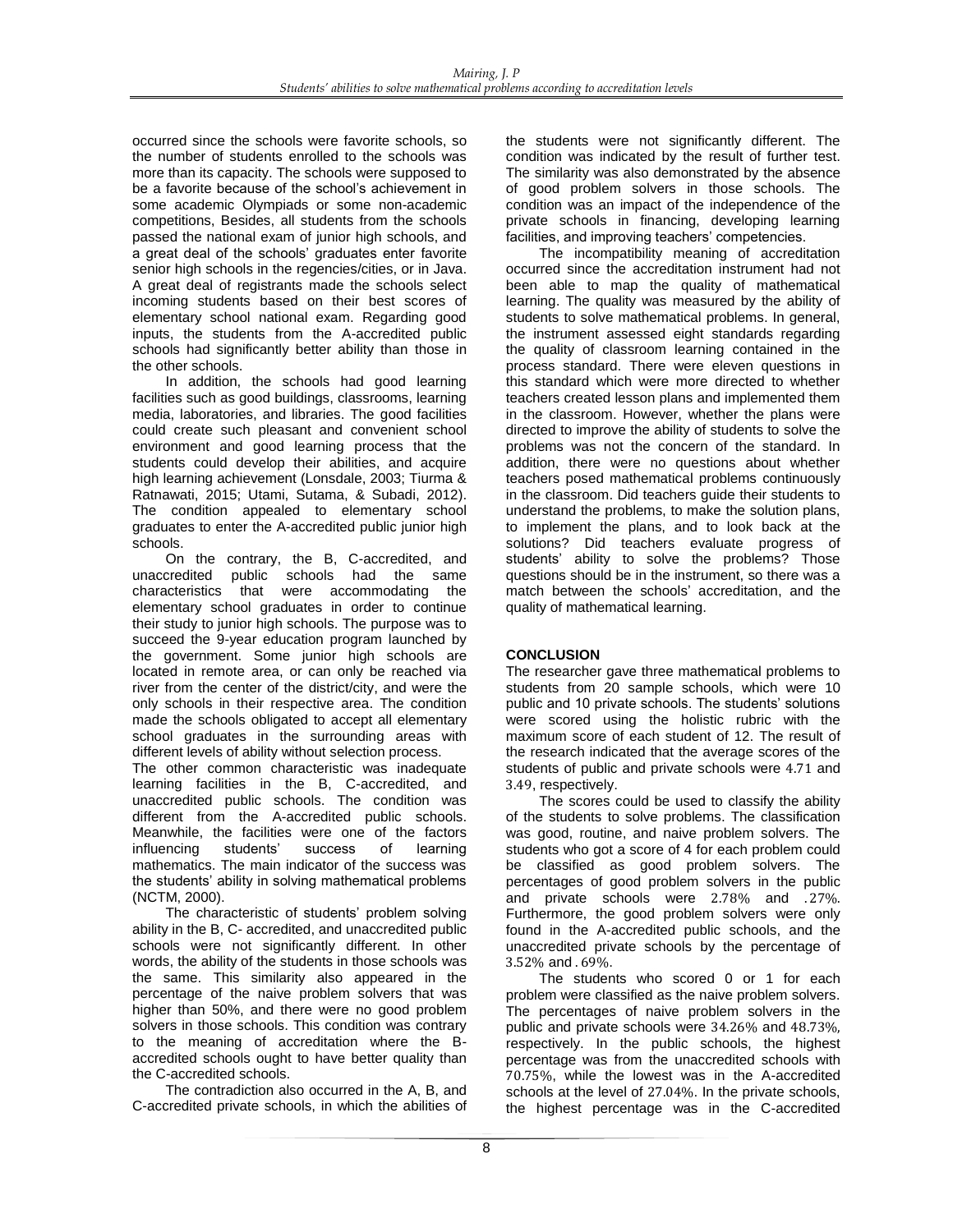occurred since the schools were favorite schools, so the number of students enrolled to the schools was more than its capacity. The schools were supposed to be a favorite because of the school's achievement in some academic Olympiads or some non-academic competitions, Besides, all students from the schools passed the national exam of junior high schools, and a great deal of the schools' graduates enter favorite senior high schools in the regencies/cities, or in Java. A great deal of registrants made the schools select incoming students based on their best scores of elementary school national exam. Regarding good inputs, the students from the A-accredited public schools had significantly better ability than those in the other schools.

In addition, the schools had good learning facilities such as good buildings, classrooms, learning media, laboratories, and libraries. The good facilities could create such pleasant and convenient school environment and good learning process that the students could develop their abilities, and acquire high learning achievement (Lonsdale, 2003; Tiurma & Ratnawati, 2015; Utami, Sutama, & Subadi, 2012). The condition appealed to elementary school graduates to enter the A-accredited public junior high schools.

On the contrary, the B, C-accredited, and unaccredited public schools had the same characteristics that were accommodating the elementary school graduates in order to continue their study to junior high schools. The purpose was to succeed the 9-year education program launched by the government. Some junior high schools are located in remote area, or can only be reached via river from the center of the district/city, and were the only schools in their respective area. The condition made the schools obligated to accept all elementary school graduates in the surrounding areas with different levels of ability without selection process.

The other common characteristic was inadequate learning facilities in the B, C-accredited, and unaccredited public schools. The condition was different from the A-accredited public schools. Meanwhile, the facilities were one of the factors influencing students' success of learning mathematics. The main indicator of the success was the students' ability in solving mathematical problems (NCTM, 2000).

The characteristic of students' problem solving ability in the B, C- accredited, and unaccredited public schools were not significantly different. In other words, the ability of the students in those schools was the same. This similarity also appeared in the percentage of the naive problem solvers that was higher than 50%, and there were no good problem solvers in those schools. This condition was contrary to the meaning of accreditation where the B-accredited schools ought to have better quality than the C-accredited schools.

The contradiction also occurred in the A, B, and C-accredited private schools, in which the abilities of the students were not significantly different. The condition was indicated by the result of further test. The similarity was also demonstrated by the absence of good problem solvers in those schools. The condition was an impact of the independence of the private schools in financing, developing learning facilities, and improving teachers' competencies.

The incompatibility meaning of accreditation occurred since the accreditation instrument had not been able to map the quality of mathematical learning. The quality was measured by the ability of students to solve mathematical problems. In general, the instrument assessed eight standards regarding the quality of classroom learning contained in the process standard. There were eleven questions in this standard which were more directed to whether teachers created lesson plans and implemented them in the classroom. However, whether the plans were directed to improve the ability of students to solve the problems was not the concern of the standard. In addition, there were no questions about whether teachers posed mathematical problems continuously in the classroom. Did teachers guide their students to understand the problems, to make the solution plans, to implement the plans, and to look back at the solutions? Did teachers evaluate progress of students' ability to solve the problems? Those questions should be in the instrument, so there was a match between the schools' accreditation, and the quality of mathematical learning.

## CONCLUSION

The researcher gave three mathematical problems to students from 20 sample schools, which were 10 public and 10 private schools. The students' solutions were scored using the holistic rubric with the maximum score of each student of 12. The result of the research indicated that the average scores of the students of public and private schools were 4.71 and 3.49, respectively.

The scores could be used to classify the ability of the students to solve problems. The classification was good, routine, and naive problem solvers. The students who got a score of 4 for each problem could be classified as good problem solvers. The percentages of good problem solvers in the public and private schools were 2.78% and .27%. Furthermore, the good problem solvers were only found in the A-accredited public schools, and the unaccredited private schools by the percentage of 3.52% and . 69%.

The students who scored 0 or 1 for each problem were classified as the naive problem solvers. The percentages of naive problem solvers in the public and private schools were 34.26% and 48.73%, respectively. In the public schools, the highest percentage was from the unaccredited schools with 70.75%, while the lowest was in the A-accredited schools at the level of 27.04%. In the private schools, the highest percentage was in the C-accredited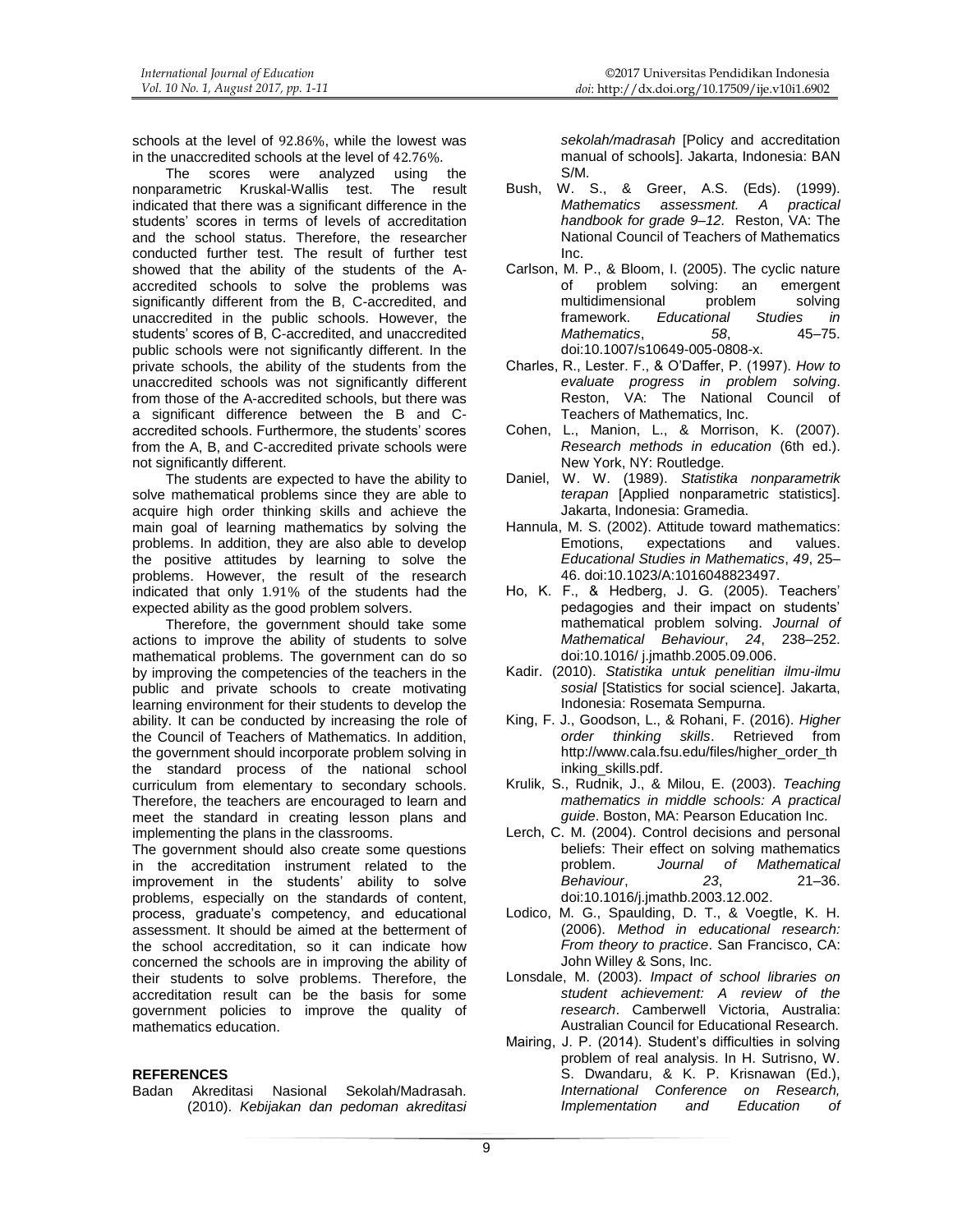schools at the level of 92.86%, while the lowest was in the unaccredited schools at the level of 42.76%.

The scores were analyzed using the nonparametric Kruskal-Wallis test. The result indicated that there was a significant difference in the students' scores in terms of levels of accreditation and the school status. Therefore, the researcher conducted further test. The result of further test showed that the ability of the students of the A-accredited schools to solve the problems was significantly different from the B, C-accredited, and unaccredited in the public schools. However, the students' scores of B, C-accredited, and unaccredited public schools were not significantly different. In the private schools, the ability of the students from the unaccredited schools was not significantly different from those of the A-accredited schools, but there was a significant difference between the B and C-accredited schools. Furthermore, the students' scores from the A, B, and C-accredited private schools were not significantly different.

The students are expected to have the ability to solve mathematical problems since they are able to acquire high order thinking skills and achieve the main goal of learning mathematics by solving the problems. In addition, they are also able to develop the positive attitudes by learning to solve the problems. However, the result of the research indicated that only 1.91% of the students had the expected ability as the good problem solvers.

Therefore, the government should take some actions to improve the ability of students to solve mathematical problems. The government can do so by improving the competencies of the teachers in the public and private schools to create motivating learning environment for their students to develop the ability. It can be conducted by increasing the role of the Council of Teachers of Mathematics. In addition, the government should incorporate problem solving in the standard process of the national school curriculum from elementary to secondary schools. Therefore, the teachers are encouraged to learn and meet the standard in creating lesson plans and implementing the plans in the classrooms.

The government should also create some questions in the accreditation instrument related to the improvement in the students' ability to solve problems, especially on the standards of content, process, graduate's competency, and educational assessment. It should be aimed at the betterment of the school accreditation, so it can indicate how concerned the schools are in improving the ability of their students to solve problems. Therefore, the accreditation result can be the basis for some government policies to improve the quality of mathematics education.

## REFERENCES

Badan Akreditasi Nasional Sekolah/Madrasah. (2010). *Kebijakan dan pedoman akreditasi sekolah/madrasah* [Policy and accreditation manual of schools]. Jakarta, Indonesia: BAN S/M.

Bush, W. S., & Greer, A.S. (Eds). (1999). *Mathematics assessment. A practical handbook for grade 9–12.* Reston, VA: The National Council of Teachers of Mathematics Inc.

Carlson, M. P., & Bloom, I. (2005). The cyclic nature of problem solving: an emergent multidimensional problem solving framework. *Educational Studies in Mathematics*, *58*, 45–75. doi:10.1007/s10649-005-0808-x.

Charles, R., Lester. F., & O'Daffer, P. (1997). *How to evaluate progress in problem solving*. Reston, VA: The National Council of Teachers of Mathematics, Inc.

Cohen, L., Manion, L., & Morrison, K. (2007). *Research methods in education* (6th ed.). New York, NY: Routledge.

Daniel, W. W. (1989). *Statistika nonparametrik terapan* [Applied nonparametric statistics]. Jakarta, Indonesia: Gramedia.

Hannula, M. S. (2002). Attitude toward mathematics: Emotions, expectations and values. *Educational Studies in Mathematics*, *49*, 25–46. doi:10.1023/A:1016048823497.

Ho, K. F., & Hedberg, J. G. (2005). Teachers' pedagogies and their impact on students' mathematical problem solving. *Journal of Mathematical Behaviour*, *24*, 238–252. doi:10.1016/ j.jmathb.2005.09.006.

Kadir. (2010). *Statistika untuk penelitian ilmu-ilmu sosial* [Statistics for social science]. Jakarta, Indonesia: Rosemata Sempurna.

King, F. J., Goodson, L., & Rohani, F. (2016). *Higher order thinking skills*. Retrieved from http://www.cala.fsu.edu/files/higher_order_thinking_skills.pdf.

Krulik, S., Rudnik, J., & Milou, E. (2003). *Teaching mathematics in middle schools: A practical guide*. Boston, MA: Pearson Education Inc.

Lerch, C. M. (2004). Control decisions and personal beliefs: Their effect on solving mathematics problem. *Journal of Mathematical Behaviour*, *23*, 21–36. doi:10.1016/j.jmathb.2003.12.002.

Lodico, M. G., Spaulding, D. T., & Voegtle, K. H. (2006). *Method in educational research: From theory to practice*. San Francisco, CA: John Willey & Sons, Inc.

Lonsdale, M. (2003). *Impact of school libraries on student achievement: A review of the research*. Camberwell Victoria, Australia: Australian Council for Educational Research.

Mairing, J. P. (2014). Student's difficulties in solving problem of real analysis. In H. Sutrisno, W. S. Dwandaru, & K. P. Krisnawan (Ed.), *International Conference on Research, Implementation and Education of*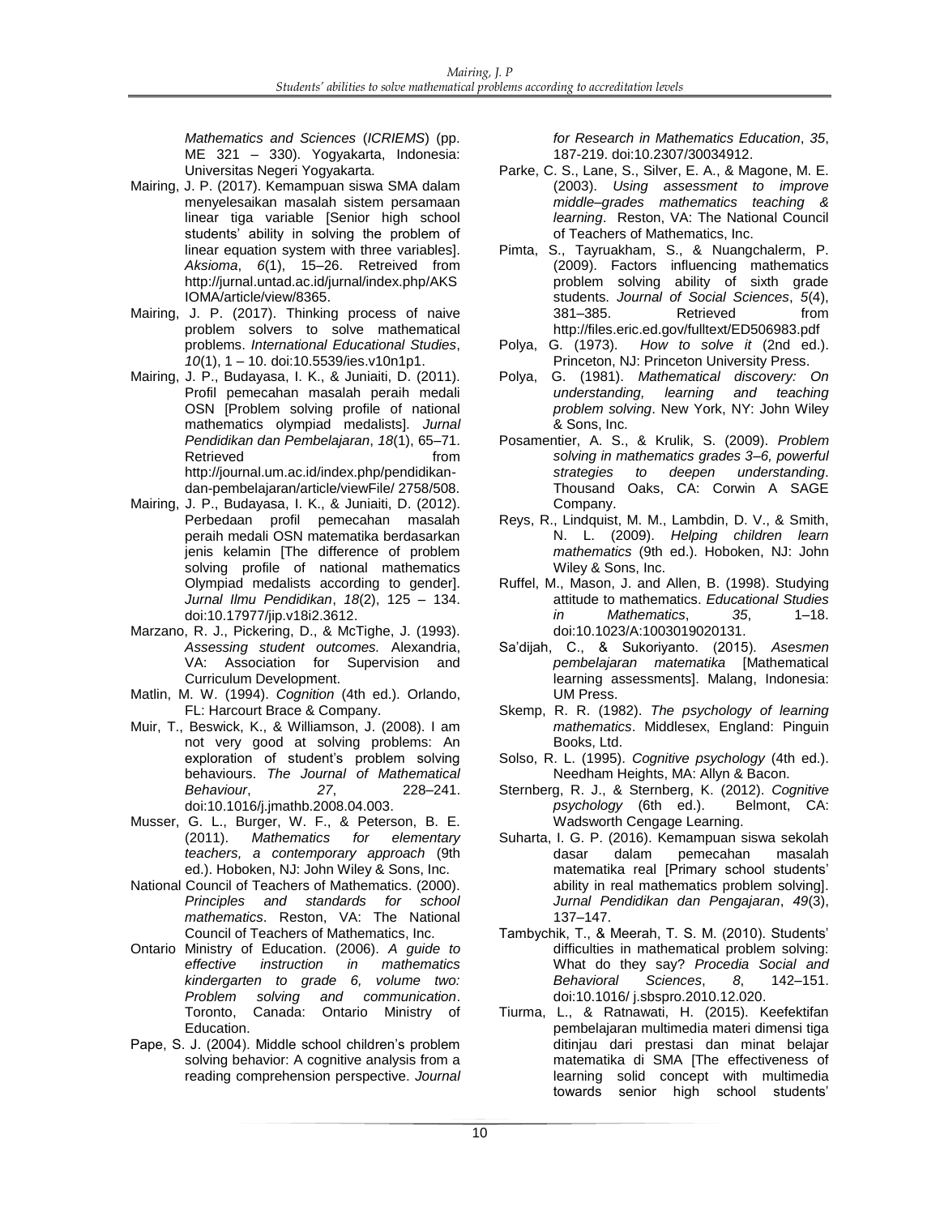*Mathematics and Sciences* (*ICRIEMS*) (pp. ME 321 – 330). Yogyakarta, Indonesia: Universitas Negeri Yogyakarta.

Mairing, J. P. (2017). Kemampuan siswa SMA dalam menyelesaikan masalah sistem persamaan linear tiga variable [Senior high school students' ability in solving the problem of linear equation system with three variables]. *Aksioma*, *6*(1), 15–26. Retreived from http://jurnal.untad.ac.id/jurnal/index.php/AKSIOMA/article/view/8365.

Mairing, J. P. (2017). Thinking process of naive problem solvers to solve mathematical problems. *International Educational Studies*, *10*(1), 1 – 10. doi:10.5539/ies.v10n1p1.

Mairing, J. P., Budayasa, I. K., & Juniaiti, D. (2011). Profil pemecahan masalah peraih medali OSN [Problem solving profile of national mathematics olympiad medalists]. *Jurnal Pendidikan dan Pembelajaran*, *18*(1), 65–71. Retrieved from http://journal.um.ac.id/index.php/pendidikan-dan-pembelajaran/article/viewFile/ 2758/508.

Mairing, J. P., Budayasa, I. K., & Juniaiti, D. (2012). Perbedaan profil pemecahan masalah peraih medali OSN matematika berdasarkan jenis kelamin [The difference of problem solving profile of national mathematics Olympiad medalists according to gender]. *Jurnal Ilmu Pendidikan*, *18*(2), 125 – 134. doi:10.17977/jip.v18i2.3612.

Marzano, R. J., Pickering, D., & McTighe, J. (1993). *Assessing student outcomes.* Alexandria, VA: Association for Supervision and Curriculum Development.

Matlin, M. W. (1994). *Cognition* (4th ed.). Orlando, FL: Harcourt Brace & Company.

Muir, T., Beswick, K., & Williamson, J. (2008). I am not very good at solving problems: An exploration of student's problem solving behaviours. *The Journal of Mathematical Behaviour*, *27*, 228–241. doi:10.1016/j.jmathb.2008.04.003.

Musser, G. L., Burger, W. F., & Peterson, B. E. (2011). *Mathematics for elementary teachers, a contemporary approach* (9th ed.). Hoboken, NJ: John Wiley & Sons, Inc.

National Council of Teachers of Mathematics. (2000). *Principles and standards for school mathematics*. Reston, VA: The National Council of Teachers of Mathematics, Inc.

Ontario Ministry of Education. (2006). *A guide to effective instruction in mathematics kindergarten to grade 6, volume two: Problem solving and communication*. Toronto, Canada: Ontario Ministry of Education.

Pape, S. J. (2004). Middle school children's problem solving behavior: A cognitive analysis from a reading comprehension perspective. *Journal for Research in Mathematics Education*, *35*, 187-219. doi:10.2307/30034912.

Parke, C. S., Lane, S., Silver, E. A., & Magone, M. E. (2003). *Using assessment to improve middle–grades mathematics teaching & learning*. Reston, VA: The National Council of Teachers of Mathematics, Inc.

Pimta, S., Tayruakham, S., & Nuangchalerm, P. (2009). Factors influencing mathematics problem solving ability of sixth grade students. *Journal of Social Sciences*, *5*(4), 381–385. Retrieved from http://files.eric.ed.gov/fulltext/ED506983.pdf

Polya, G. (1973). *How to solve it* (2nd ed.). Princeton, NJ: Princeton University Press.

Polya, G. (1981). *Mathematical discovery: On understanding, learning and teaching problem solving*. New York, NY: John Wiley & Sons, Inc.

Posamentier, A. S., & Krulik, S. (2009). *Problem solving in mathematics grades 3–6, powerful strategies to deepen understanding*. Thousand Oaks, CA: Corwin A SAGE Company.

Reys, R., Lindquist, M. M., Lambdin, D. V., & Smith, N. L. (2009). *Helping children learn mathematics* (9th ed.). Hoboken, NJ: John Wiley & Sons, Inc.

Ruffel, M., Mason, J. and Allen, B. (1998). Studying attitude to mathematics. *Educational Studies in Mathematics*, *35*, 1–18. doi:10.1023/A:1003019020131.

Sa'dijah, C., & Sukoriyanto. (2015). *Asesmen pembelajaran matematika* [Mathematical learning assessments]. Malang, Indonesia: UM Press.

Skemp, R. R. (1982). *The psychology of learning mathematics*. Middlesex, England: Pinguin Books, Ltd.

Solso, R. L. (1995). *Cognitive psychology* (4th ed.). Needham Heights, MA: Allyn & Bacon.

Sternberg, R. J., & Sternberg, K. (2012). *Cognitive psychology* (6th ed.). Belmont, CA: Wadsworth Cengage Learning.

Suharta, I. G. P. (2016). Kemampuan siswa sekolah dasar dalam pemecahan masalah matematika real [Primary school students' ability in real mathematics problem solving]. *Jurnal Pendidikan dan Pengajaran*, *49*(3), 137–147.

Tambychik, T., & Meerah, T. S. M. (2010). Students' difficulties in mathematical problem solving: What do they say? *Procedia Social and Behavioral Sciences*, *8*, 142–151. doi:10.1016/ j.sbspro.2010.12.020.

Tiurma, L., & Ratnawati, H. (2015). Keefektifan pembelajaran multimedia materi dimensi tiga ditinjau dari prestasi dan minat belajar matematika di SMA [The effectiveness of learning solid concept with multimedia towards senior high school students'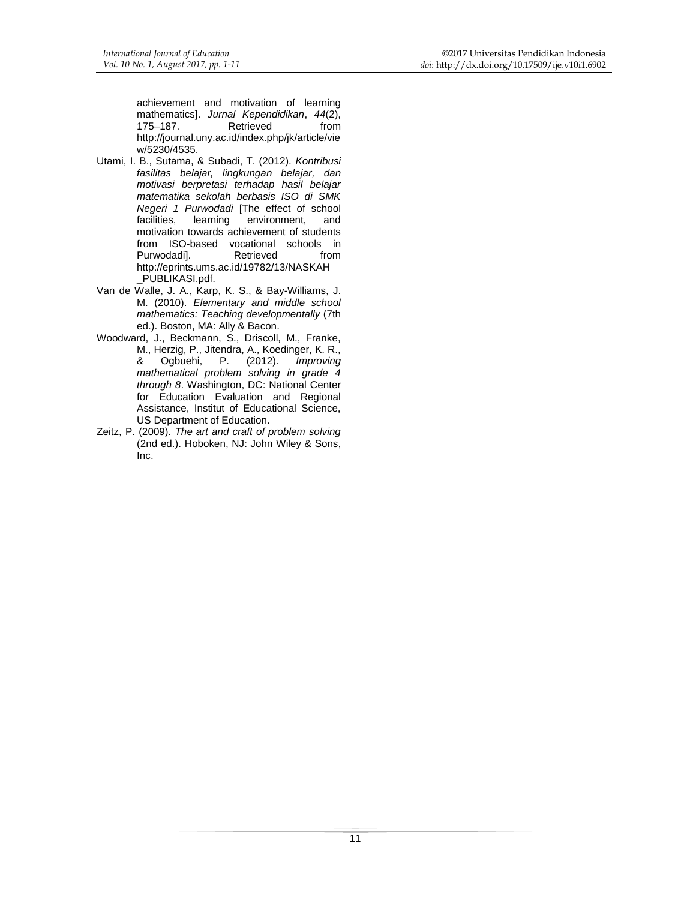achievement and motivation of learning mathematics]. *Jurnal Kependidikan*, *44*(2), 175–187. Retrieved from http://journal.uny.ac.id/index.php/jk/article/view/5230/4535.

Utami, I. B., Sutama, & Subadi, T. (2012). *Kontribusi fasilitas belajar, lingkungan belajar, dan motivasi berpretasi terhadap hasil belajar matematika sekolah berbasis ISO di SMK Negeri 1 Purwodadi* [The effect of school facilities, learning environment, and motivation towards achievement of students from ISO-based vocational schools in Purwodadi]. Retrieved from http://eprints.ums.ac.id/19782/13/NASKAH_PUBLIKASI.pdf.

Van de Walle, J. A., Karp, K. S., & Bay-Williams, J. M. (2010). *Elementary and middle school mathematics: Teaching developmentally* (7th ed.). Boston, MA: Ally & Bacon.

Woodward, J., Beckmann, S., Driscoll, M., Franke, M., Herzig, P., Jitendra, A., Koedinger, K. R., & Ogbuehi, P. (2012). *Improving mathematical problem solving in grade 4 through 8*. Washington, DC: National Center for Education Evaluation and Regional Assistance, Institut of Educational Science, US Department of Education.

Zeitz, P. (2009). *The art and craft of problem solving* (2nd ed.). Hoboken, NJ: John Wiley & Sons, Inc.